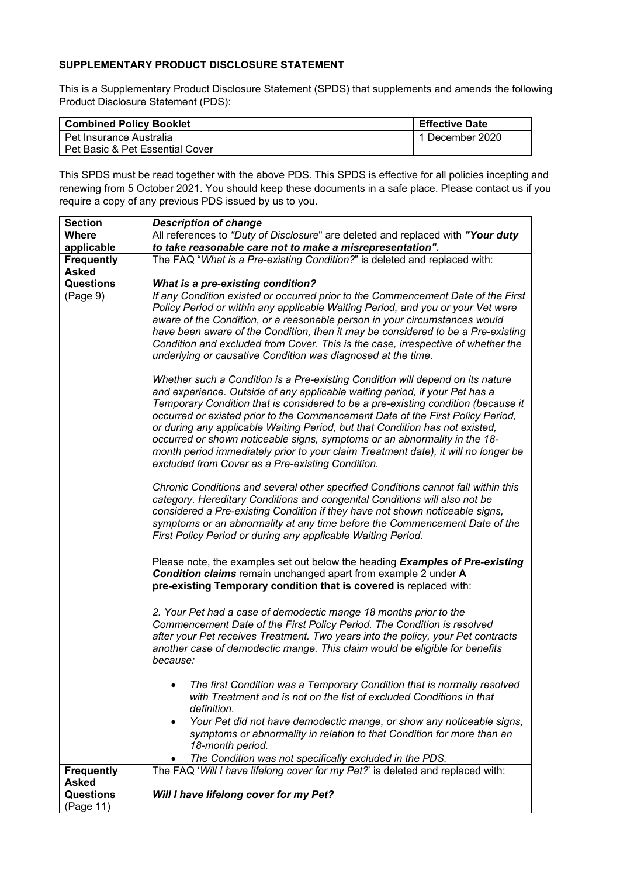**SUPPLEMENTARY PRODUCT DISCLOSURE STATEMENT**

This is a Supplementary Product Disclosure Statement (SPDS) that supplements and amends the following Product Disclosure Statement (PDS):

| **Combined Policy Booklet** | **Effective Date** |
|---|---|
| Pet Insurance Australia<br>Pet Basic & Pet Essential Cover | 1 December 2020 |

This SPDS must be read together with the above PDS. This SPDS is effective for all policies incepting and renewing from 5 October 2021. You should keep these documents in a safe place. Please contact us if you require a copy of any previous PDS issued by us to you.

| **Section** | ***Description of change*** |
|---|---|
| **Where applicable** | All references to *"Duty of Disclosure*" are deleted and replaced with ***"Your duty to take reasonable care not to make a misrepresentation".*** |
| **Frequently Asked Questions** (Page 9) | The FAQ "*What is a Pre-existing Condition?*" is deleted and replaced with:<br><br>***What is a pre-existing condition?***<br>*If any Condition existed or occurred prior to the Commencement Date of the First Policy Period or within any applicable Waiting Period, and you or your Vet were aware of the Condition, or a reasonable person in your circumstances would have been aware of the Condition, then it may be considered to be a Pre-existing Condition and excluded from Cover. This is the case, irrespective of whether the underlying or causative Condition was diagnosed at the time.*<br><br>*Whether such a Condition is a Pre-existing Condition will depend on its nature and experience. Outside of any applicable waiting period, if your Pet has a Temporary Condition that is considered to be a pre-existing condition (because it occurred or existed prior to the Commencement Date of the First Policy Period, or during any applicable Waiting Period, but that Condition has not existed, occurred or shown noticeable signs, symptoms or an abnormality in the 18-month period immediately prior to your claim Treatment date), it will no longer be excluded from Cover as a Pre-existing Condition.*<br><br>*Chronic Conditions and several other specified Conditions cannot fall within this category. Hereditary Conditions and congenital Conditions will also not be considered a Pre-existing Condition if they have not shown noticeable signs, symptoms or an abnormality at any time before the Commencement Date of the First Policy Period or during any applicable Waiting Period.*<br><br>Please note, the examples set out below the heading ***Examples of Pre-existing Condition claims*** remain unchanged apart from example 2 under **A pre-existing Temporary condition that is covered** is replaced with:<br><br>*2. Your Pet had a case of demodectic mange 18 months prior to the Commencement Date of the First Policy Period. The Condition is resolved after your Pet receives Treatment. Two years into the policy, your Pet contracts another case of demodectic mange. This claim would be eligible for benefits because:*<br><br>• *The first Condition was a Temporary Condition that is normally resolved with Treatment and is not on the list of excluded Conditions in that definition.*<br>• *Your Pet did not have demodectic mange, or show any noticeable signs, symptoms or abnormality in relation to that Condition for more than an 18-month period.*<br>• *The Condition was not specifically excluded in the PDS.* |
| **Frequently Asked Questions** (Page 11) | The FAQ '*Will I have lifelong cover for my Pet?*' is deleted and replaced with:<br><br>***Will I have lifelong cover for my Pet?*** |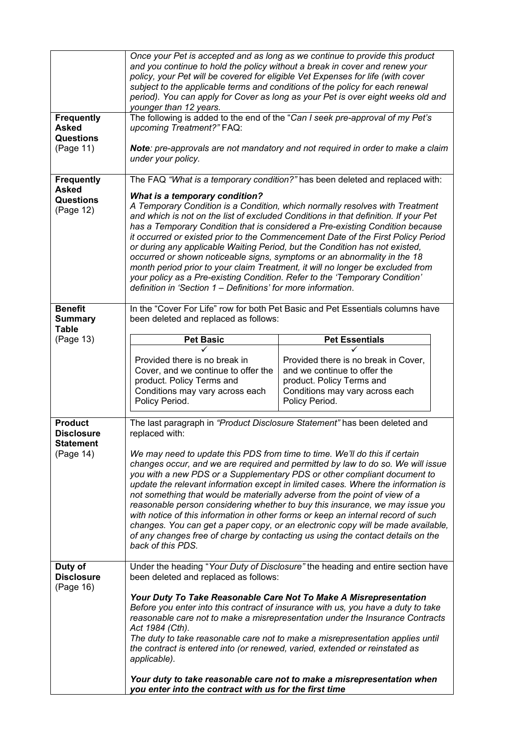| | |
|---|---|
| | *Once your Pet is accepted and as long as we continue to provide this product and you continue to hold the policy without a break in cover and renew your policy, your Pet will be covered for eligible Vet Expenses for life (with cover subject to the applicable terms and conditions of the policy for each renewal period). You can apply for Cover as long as your Pet is over eight weeks old and younger than 12 years.* |
| **Frequently Asked Questions** (Page 11) | The following is added to the end of the "*Can I seek pre-approval of my Pet's upcoming Treatment?"* FAQ:<br><br>***Note****: pre-approvals are not mandatory and not required in order to make a claim under your policy.* |
| **Frequently Asked Questions** (Page 12) | The FAQ *"What is a temporary condition?"* has been deleted and replaced with:<br><br>***What is a temporary condition?***<br>*A Temporary Condition is a Condition, which normally resolves with Treatment and which is not on the list of excluded Conditions in that definition. If your Pet has a Temporary Condition that is considered a Pre-existing Condition because it occurred or existed prior to the Commencement Date of the First Policy Period or during any applicable Waiting Period, but the Condition has not existed, occurred or shown noticeable signs, symptoms or an abnormality in the 18 month period prior to your claim Treatment, it will no longer be excluded from your policy as a Pre-existing Condition. Refer to the 'Temporary Condition' definition in 'Section 1 – Definitions' for more information*. |
| **Benefit Summary Table** (Page 13) | In the "Cover For Life" row for both Pet Basic and Pet Essentials columns have been deleted and replaced as follows:<br><br>**Pet Basic**: ✓ Provided there is no break in Cover, and we continue to offer the product. Policy Terms and Conditions may vary across each Policy Period.<br><br>**Pet Essentials**: ✓ Provided there is no break in Cover, and we continue to offer the product. Policy Terms and Conditions may vary across each Policy Period. |
| **Product Disclosure Statement** (Page 14) | The last paragraph in *"Product Disclosure Statement"* has been deleted and replaced with:<br><br>*We may need to update this PDS from time to time. We'll do this if certain changes occur, and we are required and permitted by law to do so. We will issue you with a new PDS or a Supplementary PDS or other compliant document to update the relevant information except in limited cases. Where the information is not something that would be materially adverse from the point of view of a reasonable person considering whether to buy this insurance, we may issue you with notice of this information in other forms or keep an internal record of such changes. You can get a paper copy, or an electronic copy will be made available, of any changes free of charge by contacting us using the contact details on the back of this PDS.* |
| **Duty of Disclosure** (Page 16) | Under the heading "*Your Duty of Disclosure"* the heading and entire section have been deleted and replaced as follows:<br><br>***Your Duty To Take Reasonable Care Not To Make A Misrepresentation***<br>*Before you enter into this contract of insurance with us, you have a duty to take reasonable care not to make a misrepresentation under the Insurance Contracts Act 1984 (Cth).*<br>*The duty to take reasonable care not to make a misrepresentation applies until the contract is entered into (or renewed, varied, extended or reinstated as applicable).*<br><br>***Your duty to take reasonable care not to make a misrepresentation when you enter into the contract with us for the first time*** |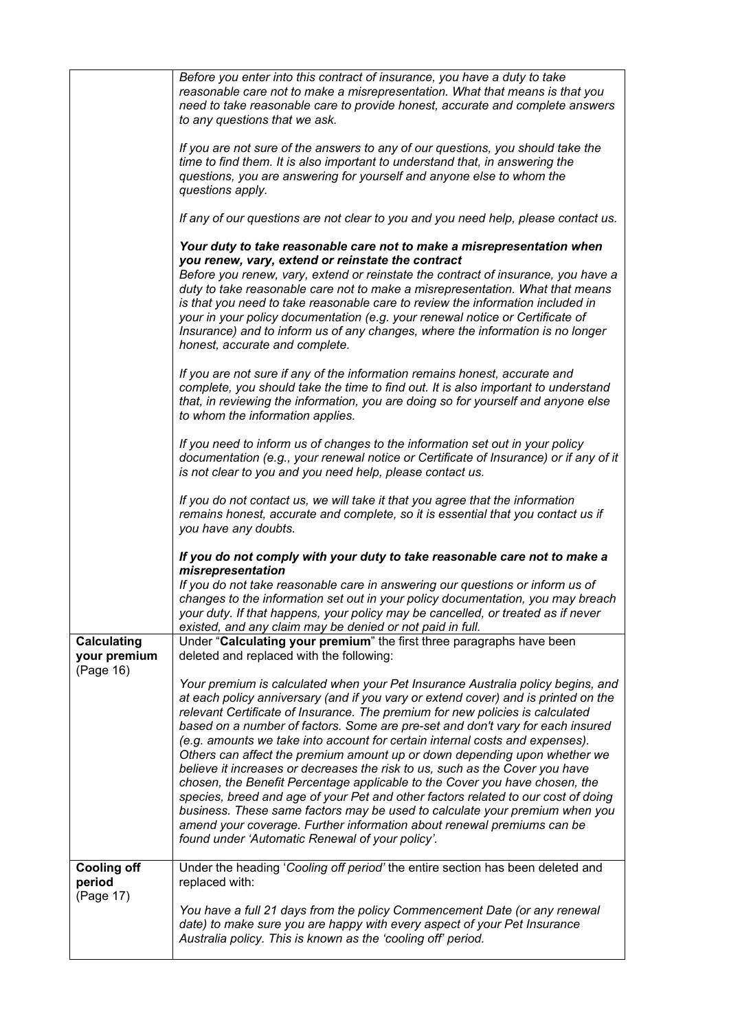| | |
|---|---|
| | *Before you enter into this contract of insurance, you have a duty to take reasonable care not to make a misrepresentation. What that means is that you need to take reasonable care to provide honest, accurate and complete answers to any questions that we ask.*<br><br>*If you are not sure of the answers to any of our questions, you should take the time to find them. It is also important to understand that, in answering the questions, you are answering for yourself and anyone else to whom the questions apply.*<br><br>*If any of our questions are not clear to you and you need help, please contact us.*<br><br>***Your duty to take reasonable care not to make a misrepresentation when you renew, vary, extend or reinstate the contract***<br>*Before you renew, vary, extend or reinstate the contract of insurance, you have a duty to take reasonable care not to make a misrepresentation. What that means is that you need to take reasonable care to review the information included in your in your policy documentation (e.g. your renewal notice or Certificate of Insurance) and to inform us of any changes, where the information is no longer honest, accurate and complete.*<br><br>*If you are not sure if any of the information remains honest, accurate and complete, you should take the time to find out. It is also important to understand that, in reviewing the information, you are doing so for yourself and anyone else to whom the information applies.*<br><br>*If you need to inform us of changes to the information set out in your policy documentation (e.g., your renewal notice or Certificate of Insurance) or if any of it is not clear to you and you need help, please contact us.*<br><br>*If you do not contact us, we will take it that you agree that the information remains honest, accurate and complete, so it is essential that you contact us if you have any doubts.*<br><br>***If you do not comply with your duty to take reasonable care not to make a misrepresentation***<br>*If you do not take reasonable care in answering our questions or inform us of changes to the information set out in your policy documentation, you may breach your duty. If that happens, your policy may be cancelled, or treated as if never existed, and any claim may be denied or not paid in full.* |
| **Calculating your premium** (Page 16) | Under "**Calculating your premium**" the first three paragraphs have been deleted and replaced with the following:<br><br>*Your premium is calculated when your Pet Insurance Australia policy begins, and at each policy anniversary (and if you vary or extend cover) and is printed on the relevant Certificate of Insurance. The premium for new policies is calculated based on a number of factors. Some are pre-set and don't vary for each insured (e.g. amounts we take into account for certain internal costs and expenses). Others can affect the premium amount up or down depending upon whether we believe it increases or decreases the risk to us, such as the Cover you have chosen, the Benefit Percentage applicable to the Cover you have chosen, the species, breed and age of your Pet and other factors related to our cost of doing business. These same factors may be used to calculate your premium when you amend your coverage. Further information about renewal premiums can be found under 'Automatic Renewal of your policy'.* |
| **Cooling off period** (Page 17) | Under the heading '*Cooling off period'* the entire section has been deleted and replaced with:<br><br>*You have a full 21 days from the policy Commencement Date (or any renewal date) to make sure you are happy with every aspect of your Pet Insurance Australia policy. This is known as the 'cooling off' period.* |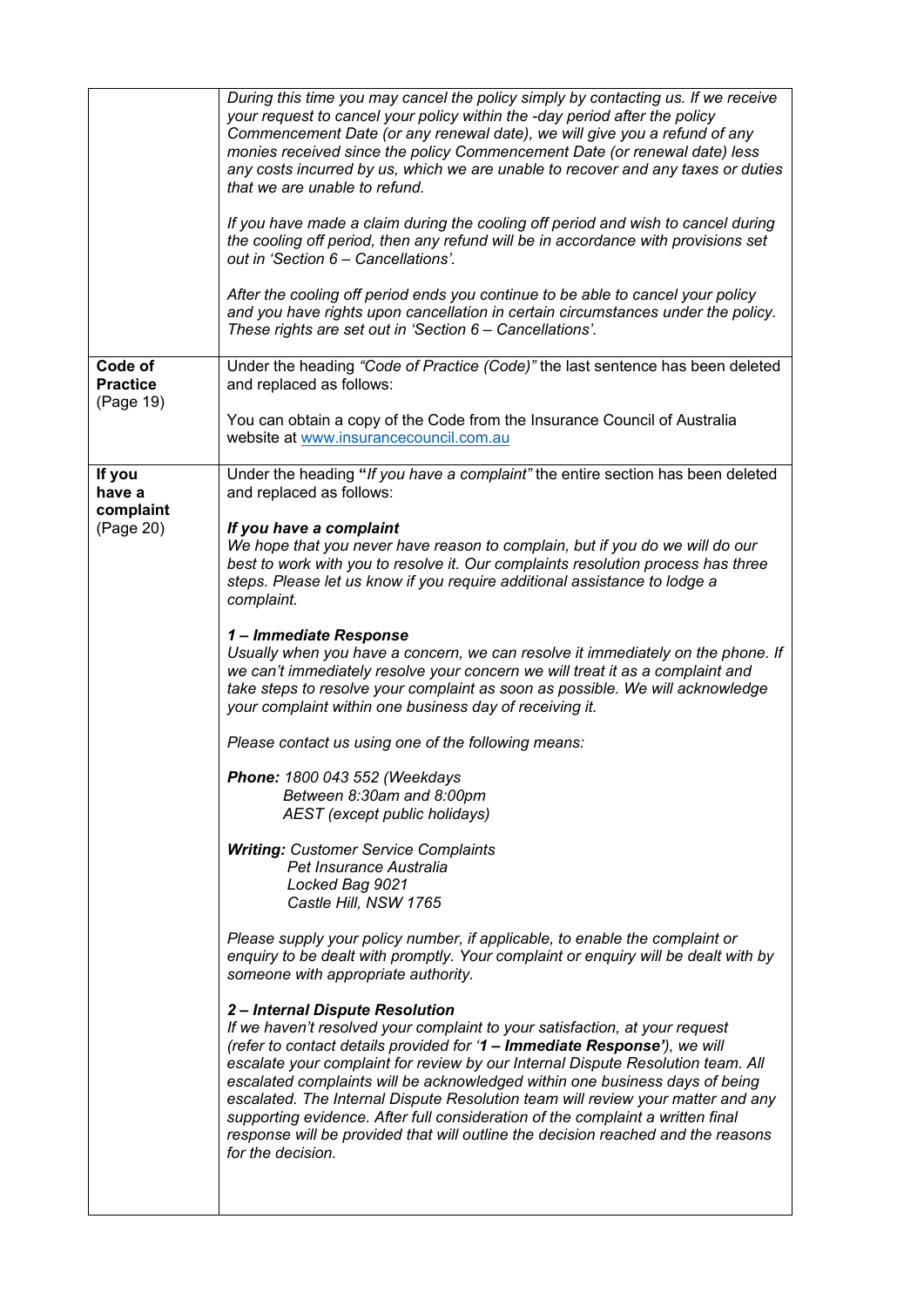| | |
|---|---|
| | *During this time you may cancel the policy simply by contacting us. If we receive your request to cancel your policy within the -day period after the policy Commencement Date (or any renewal date), we will give you a refund of any monies received since the policy Commencement Date (or renewal date) less any costs incurred by us, which we are unable to recover and any taxes or duties that we are unable to refund.*<br><br>*If you have made a claim during the cooling off period and wish to cancel during the cooling off period, then any refund will be in accordance with provisions set out in 'Section 6 – Cancellations'.*<br><br>*After the cooling off period ends you continue to be able to cancel your policy and you have rights upon cancellation in certain circumstances under the policy. These rights are set out in 'Section 6 – Cancellations'.* |
| **Code of Practice** (Page 19) | Under the heading *"Code of Practice (Code)"* the last sentence has been deleted and replaced as follows:<br><br>You can obtain a copy of the Code from the Insurance Council of Australia website at www.insurancecouncil.com.au |
| **If you have a complaint** (Page 20) | Under the heading **"***If you have a complaint"* the entire section has been deleted and replaced as follows:<br><br>***If you have a complaint***<br>*We hope that you never have reason to complain, but if you do we will do our best to work with you to resolve it. Our complaints resolution process has three steps. Please let us know if you require additional assistance to lodge a complaint.*<br><br>***1 – Immediate Response***<br>*Usually when you have a concern, we can resolve it immediately on the phone. If we can't immediately resolve your concern we will treat it as a complaint and take steps to resolve your complaint as soon as possible. We will acknowledge your complaint within one business day of receiving it.*<br><br>*Please contact us using one of the following means:*<br><br>***Phone:*** *1800 043 552 (Weekdays Between 8:30am and 8:00pm AEST (except public holidays)*<br><br>***Writing:*** *Customer Service Complaints<br>Pet Insurance Australia<br>Locked Bag 9021<br>Castle Hill, NSW 1765*<br><br>*Please supply your policy number, if applicable, to enable the complaint or enquiry to be dealt with promptly. Your complaint or enquiry will be dealt with by someone with appropriate authority.*<br><br>***2 – Internal Dispute Resolution***<br>*If we haven't resolved your complaint to your satisfaction, at your request (refer to contact details provided for '**1 – Immediate Response'**), we will escalate your complaint for review by our Internal Dispute Resolution team. All escalated complaints will be acknowledged within one business days of being escalated. The Internal Dispute Resolution team will review your matter and any supporting evidence. After full consideration of the complaint a written final response will be provided that will outline the decision reached and the reasons for the decision.* |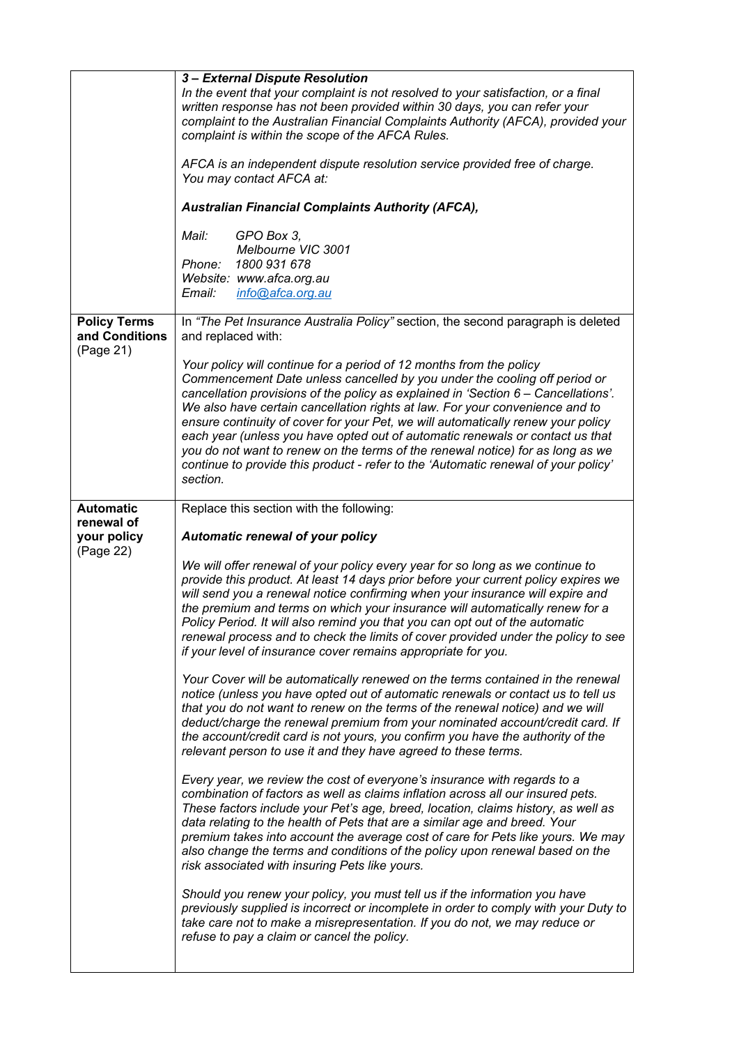| | |
|---|---|
| | ***3 – External Dispute Resolution***<br>*In the event that your complaint is not resolved to your satisfaction, or a final written response has not been provided within 30 days, you can refer your complaint to the Australian Financial Complaints Authority (AFCA), provided your complaint is within the scope of the AFCA Rules.*<br><br>*AFCA is an independent dispute resolution service provided free of charge. You may contact AFCA at:*<br><br>***Australian Financial Complaints Authority (AFCA),***<br><br>*Mail: GPO Box 3, Melbourne VIC 3001*<br>*Phone: 1800 931 678*<br>*Website: www.afca.org.au*<br>*Email: info@afca.org.au* |
| **Policy Terms and Conditions** (Page 21) | In *"The Pet Insurance Australia Policy"* section, the second paragraph is deleted and replaced with:<br><br>*Your policy will continue for a period of 12 months from the policy Commencement Date unless cancelled by you under the cooling off period or cancellation provisions of the policy as explained in 'Section 6 – Cancellations'. We also have certain cancellation rights at law. For your convenience and to ensure continuity of cover for your Pet, we will automatically renew your policy each year (unless you have opted out of automatic renewals or contact us that you do not want to renew on the terms of the renewal notice) for as long as we continue to provide this product - refer to the 'Automatic renewal of your policy' section.* |
| **Automatic renewal of your policy** (Page 22) | Replace this section with the following:<br><br>***Automatic renewal of your policy***<br><br>*We will offer renewal of your policy every year for so long as we continue to provide this product. At least 14 days prior before your current policy expires we will send you a renewal notice confirming when your insurance will expire and the premium and terms on which your insurance will automatically renew for a Policy Period. It will also remind you that you can opt out of the automatic renewal process and to check the limits of cover provided under the policy to see if your level of insurance cover remains appropriate for you.*<br><br>*Your Cover will be automatically renewed on the terms contained in the renewal notice (unless you have opted out of automatic renewals or contact us to tell us that you do not want to renew on the terms of the renewal notice) and we will deduct/charge the renewal premium from your nominated account/credit card. If the account/credit card is not yours, you confirm you have the authority of the relevant person to use it and they have agreed to these terms.*<br><br>*Every year, we review the cost of everyone's insurance with regards to a combination of factors as well as claims inflation across all our insured pets. These factors include your Pet's age, breed, location, claims history, as well as data relating to the health of Pets that are a similar age and breed. Your premium takes into account the average cost of care for Pets like yours. We may also change the terms and conditions of the policy upon renewal based on the risk associated with insuring Pets like yours.*<br><br>*Should you renew your policy, you must tell us if the information you have previously supplied is incorrect or incomplete in order to comply with your Duty to take care not to make a misrepresentation. If you do not, we may reduce or refuse to pay a claim or cancel the policy.* |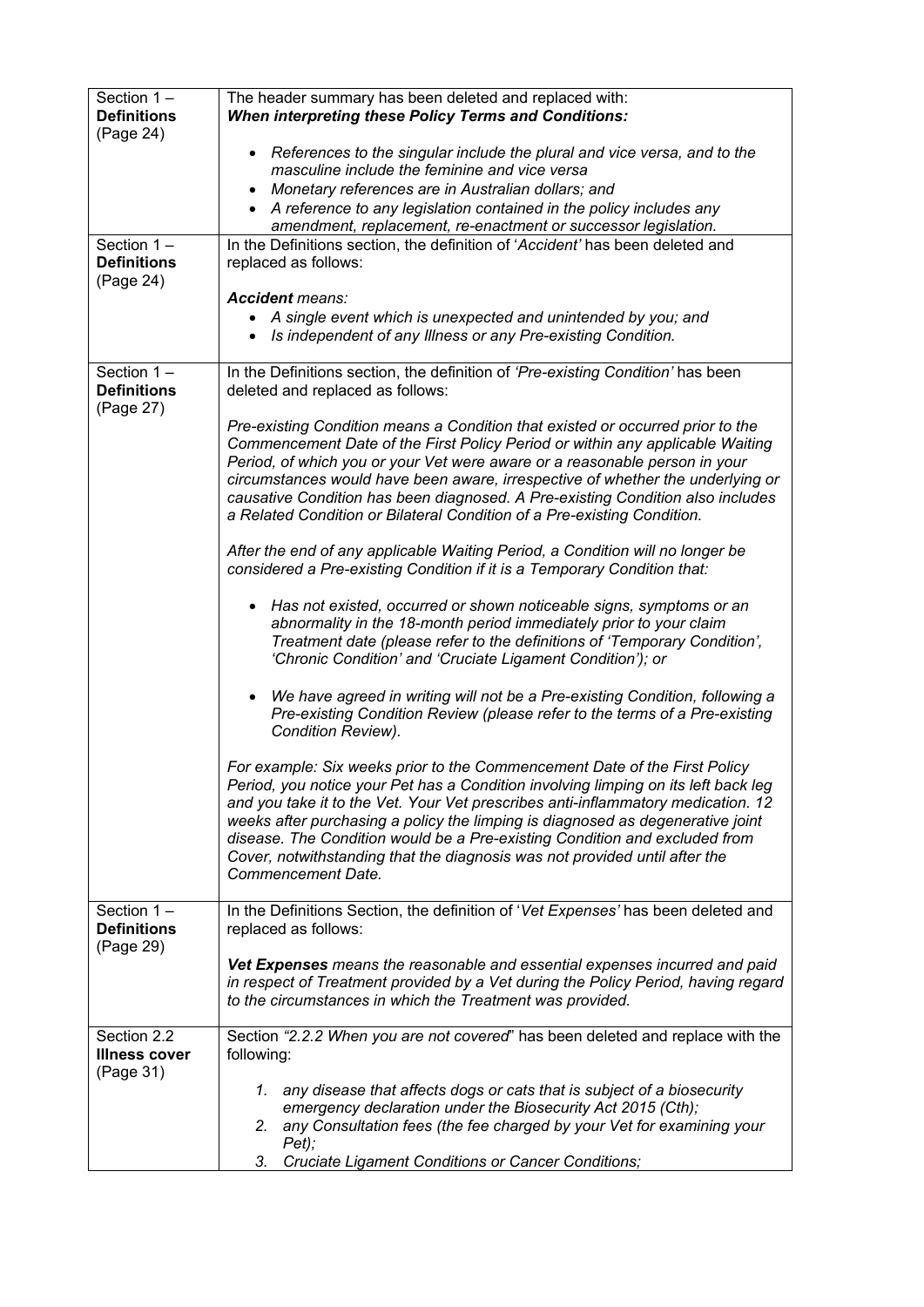| | |
|---|---|
| Section 1 – **Definitions** (Page 24) | The header summary has been deleted and replaced with:<br>***When interpreting these Policy Terms and Conditions:***<br>• *References to the singular include the plural and vice versa, and to the masculine include the feminine and vice versa*<br>• *Monetary references are in Australian dollars; and*<br>• *A reference to any legislation contained in the policy includes any amendment, replacement, re-enactment or successor legislation.* |
| Section 1 – **Definitions** (Page 24) | In the Definitions section, the definition of '*Accident*' has been deleted and replaced as follows:<br>***Accident** means:*<br>• *A single event which is unexpected and unintended by you; and*<br>• *Is independent of any Illness or any Pre-existing Condition.* |
| Section 1 – **Definitions** (Page 27) | In the Definitions section, the definition of *'Pre-existing Condition'* has been deleted and replaced as follows:<br>*Pre-existing Condition means a Condition that existed or occurred prior to the Commencement Date of the First Policy Period or within any applicable Waiting Period, of which you or your Vet were aware or a reasonable person in your circumstances would have been aware, irrespective of whether the underlying or causative Condition has been diagnosed. A Pre-existing Condition also includes a Related Condition or Bilateral Condition of a Pre-existing Condition.*<br>*After the end of any applicable Waiting Period, a Condition will no longer be considered a Pre-existing Condition if it is a Temporary Condition that:*<br>• *Has not existed, occurred or shown noticeable signs, symptoms or an abnormality in the 18-month period immediately prior to your claim Treatment date (please refer to the definitions of 'Temporary Condition', 'Chronic Condition' and 'Cruciate Ligament Condition'); or*<br>• *We have agreed in writing will not be a Pre-existing Condition, following a Pre-existing Condition Review (please refer to the terms of a Pre-existing Condition Review).*<br>*For example: Six weeks prior to the Commencement Date of the First Policy Period, you notice your Pet has a Condition involving limping on its left back leg and you take it to the Vet. Your Vet prescribes anti-inflammatory medication. 12 weeks after purchasing a policy the limping is diagnosed as degenerative joint disease. The Condition would be a Pre-existing Condition and excluded from Cover, notwithstanding that the diagnosis was not provided until after the Commencement Date.* |
| Section 1 – **Definitions** (Page 29) | In the Definitions Section, the definition of '*Vet Expenses*' has been deleted and replaced as follows:<br>***Vet Expenses** means the reasonable and essential expenses incurred and paid in respect of Treatment provided by a Vet during the Policy Period, having regard to the circumstances in which the Treatment was provided.* |
| Section 2.2 **Illness cover** (Page 31) | Section *"2.2.2 When you are not covered*" has been deleted and replace with the following:<br>1. *any disease that affects dogs or cats that is subject of a biosecurity emergency declaration under the Biosecurity Act 2015 (Cth);*<br>2. *any Consultation fees (the fee charged by your Vet for examining your Pet);*<br>3. *Cruciate Ligament Conditions or Cancer Conditions;* |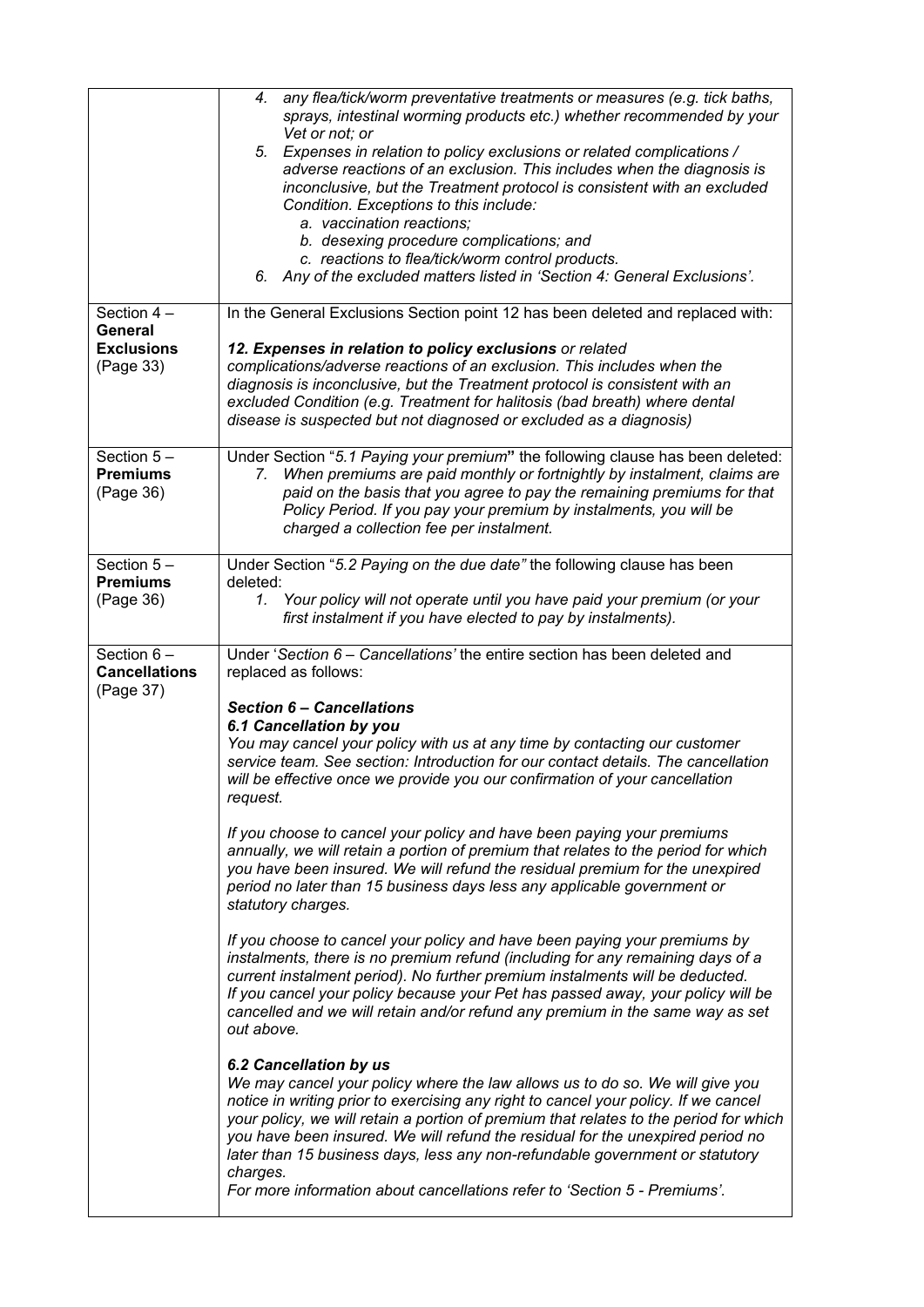| | |
|---|---|
| | *4. any flea/tick/worm preventative treatments or measures (e.g. tick baths, sprays, intestinal worming products etc.) whether recommended by your Vet or not; or*<br>*5. Expenses in relation to policy exclusions or related complications / adverse reactions of an exclusion. This includes when the diagnosis is inconclusive, but the Treatment protocol is consistent with an excluded Condition. Exceptions to this include:*<br>*a. vaccination reactions;*<br>*b. desexing procedure complications; and*<br>*c. reactions to flea/tick/worm control products.*<br>*6. Any of the excluded matters listed in 'Section 4: General Exclusions'.* |
| Section 4 – **General Exclusions** (Page 33) | In the General Exclusions Section point 12 has been deleted and replaced with:<br><br>***12. Expenses in relation to policy exclusions*** *or related complications/adverse reactions of an exclusion. This includes when the diagnosis is inconclusive, but the Treatment protocol is consistent with an excluded Condition (e.g. Treatment for halitosis (bad breath) where dental disease is suspected but not diagnosed or excluded as a diagnosis)* |
| Section 5 – **Premiums** (Page 36) | Under Section "*5.1 Paying your premium*" the following clause has been deleted:<br>*7. When premiums are paid monthly or fortnightly by instalment, claims are paid on the basis that you agree to pay the remaining premiums for that Policy Period. If you pay your premium by instalments, you will be charged a collection fee per instalment.* |
| Section 5 – **Premiums** (Page 36) | Under Section "*5.2 Paying on the due date*" the following clause has been deleted:<br>*1. Your policy will not operate until you have paid your premium (or your first instalment if you have elected to pay by instalments).* |
| Section 6 – **Cancellations** (Page 37) | Under '*Section 6 – Cancellations*' the entire section has been deleted and replaced as follows:<br><br>***Section 6 – Cancellations***<br>***6.1 Cancellation by you***<br>*You may cancel your policy with us at any time by contacting our customer service team. See section: Introduction for our contact details. The cancellation will be effective once we provide you our confirmation of your cancellation request.*<br><br>*If you choose to cancel your policy and have been paying your premiums annually, we will retain a portion of premium that relates to the period for which you have been insured. We will refund the residual premium for the unexpired period no later than 15 business days less any applicable government or statutory charges.*<br><br>*If you choose to cancel your policy and have been paying your premiums by instalments, there is no premium refund (including for any remaining days of a current instalment period). No further premium instalments will be deducted.*<br>*If you cancel your policy because your Pet has passed away, your policy will be cancelled and we will retain and/or refund any premium in the same way as set out above.*<br><br>***6.2 Cancellation by us***<br>*We may cancel your policy where the law allows us to do so. We will give you notice in writing prior to exercising any right to cancel your policy. If we cancel your policy, we will retain a portion of premium that relates to the period for which you have been insured. We will refund the residual for the unexpired period no later than 15 business days, less any non-refundable government or statutory charges.*<br>*For more information about cancellations refer to 'Section 5 - Premiums'.* |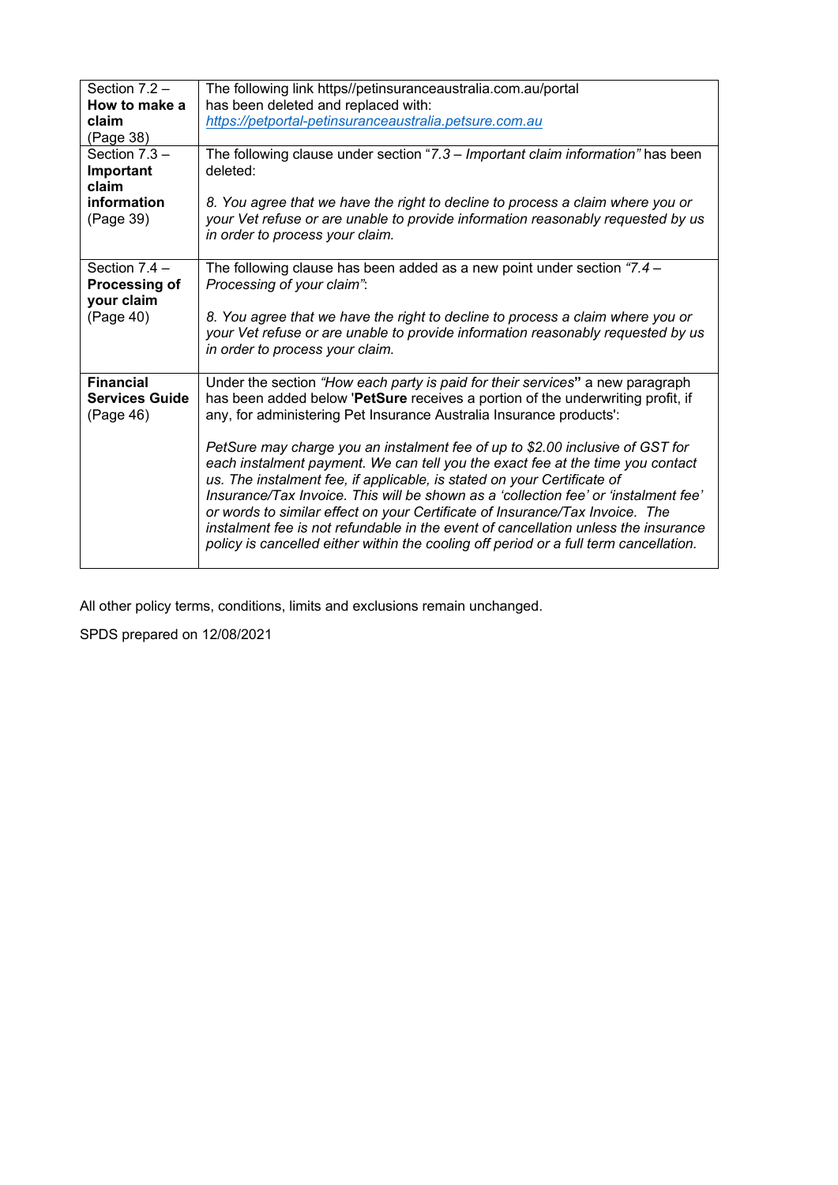| | |
|---|---|
| Section 7.2 – **How to make a claim** (Page 38) | The following link https//petinsuranceaustralia.com.au/portal has been deleted and replaced with: *https://petportal-petinsuranceaustralia.petsure.com.au* |
| Section 7.3 – **Important claim information** (Page 39) | The following clause under section "*7.3 – Important claim information"* has been deleted:<br><br>*8. You agree that we have the right to decline to process a claim where you or your Vet refuse or are unable to provide information reasonably requested by us in order to process your claim.* |
| Section 7.4 – **Processing of your claim** (Page 40) | The following clause has been added as a new point under section *"7.4 – Processing of your claim"*:<br><br>*8. You agree that we have the right to decline to process a claim where you or your Vet refuse or are unable to provide information reasonably requested by us in order to process your claim.* |
| **Financial Services Guide** (Page 46) | Under the section *"How each party is paid for their services*" a new paragraph has been added below '**PetSure** receives a portion of the underwriting profit, if any, for administering Pet Insurance Australia Insurance products':<br><br>*PetSure may charge you an instalment fee of up to $2.00 inclusive of GST for each instalment payment. We can tell you the exact fee at the time you contact us. The instalment fee, if applicable, is stated on your Certificate of Insurance/Tax Invoice. This will be shown as a 'collection fee' or 'instalment fee' or words to similar effect on your Certificate of Insurance/Tax Invoice. The instalment fee is not refundable in the event of cancellation unless the insurance policy is cancelled either within the cooling off period or a full term cancellation.* |

All other policy terms, conditions, limits and exclusions remain unchanged.

SPDS prepared on 12/08/2021